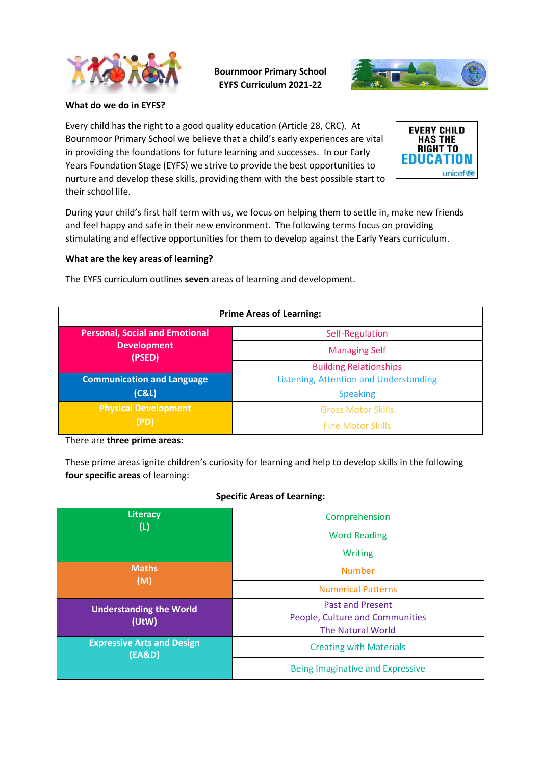**Bournmoor Primary School**
**EYFS Curriculum 2021-22**

## What do we do in EYFS?

Every child has the right to a good quality education (Article 28, CRC). At Bournmoor Primary School we believe that a child's early experiences are vital in providing the foundations for future learning and successes. In our Early Years Foundation Stage (EYFS) we strive to provide the best opportunities to nurture and develop these skills, providing them with the best possible start to their school life.

EVERY CHILD HAS THE RIGHT TO EDUCATION
unicef

During your child's first half term with us, we focus on helping them to settle in, make new friends and feel happy and safe in their new environment. The following terms focus on providing stimulating and effective opportunities for them to develop against the Early Years curriculum.

## What are the key areas of learning?

The EYFS curriculum outlines **seven** areas of learning and development.

| Prime Areas of Learning: | |
|---|---|
| **Personal, Social and Emotional Development (PSED)** | Self-Regulation |
| | Managing Self |
| | Building Relationships |
| **Communication and Language (C&L)** | Listening, Attention and Understanding |
| | Speaking |
| **Physical Development (PD)** | Gross Motor Skills |
| | Fine Motor Skills |

There are **three prime areas:**

These prime areas ignite children's curiosity for learning and help to develop skills in the following **four specific areas** of learning:

| Specific Areas of Learning: | |
|---|---|
| **Literacy (L)** | Comprehension |
| | Word Reading |
| | Writing |
| **Maths (M)** | Number |
| | Numerical Patterns |
| **Understanding the World (UtW)** | Past and Present |
| | People, Culture and Communities |
| | The Natural World |
| **Expressive Arts and Design (EA&D)** | Creating with Materials |
| | Being Imaginative and Expressive |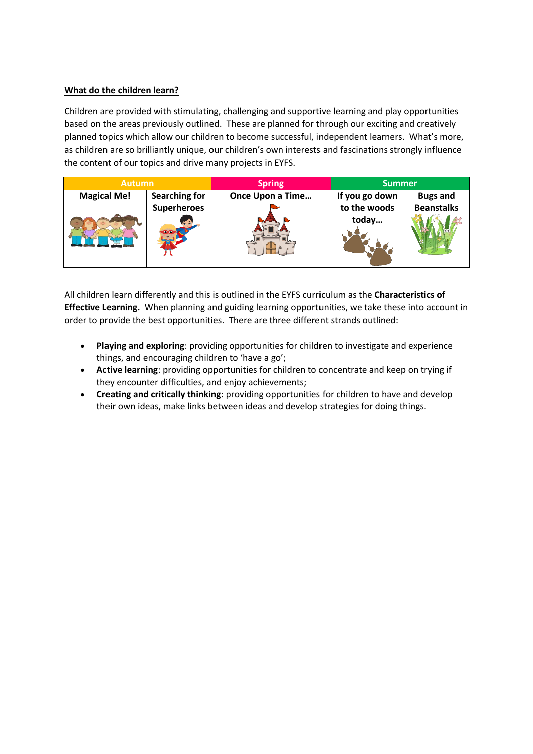**What do the children learn?**

Children are provided with stimulating, challenging and supportive learning and play opportunities based on the areas previously outlined. These are planned for through our exciting and creatively planned topics which allow our children to become successful, independent learners. What's more, as children are so brilliantly unique, our children's own interests and fascinations strongly influence the content of our topics and drive many projects in EYFS.

| Autumn | | Spring | Summer | |
|---|---|---|---|---|
| Magical Me! | Searching for Superheroes | Once Upon a Time… | If you go down to the woods today… | Bugs and Beanstalks |

All children learn differently and this is outlined in the EYFS curriculum as the **Characteristics of Effective Learning.** When planning and guiding learning opportunities, we take these into account in order to provide the best opportunities. There are three different strands outlined:

- **Playing and exploring**: providing opportunities for children to investigate and experience things, and encouraging children to 'have a go';
- **Active learning**: providing opportunities for children to concentrate and keep on trying if they encounter difficulties, and enjoy achievements;
- **Creating and critically thinking**: providing opportunities for children to have and develop their own ideas, make links between ideas and develop strategies for doing things.